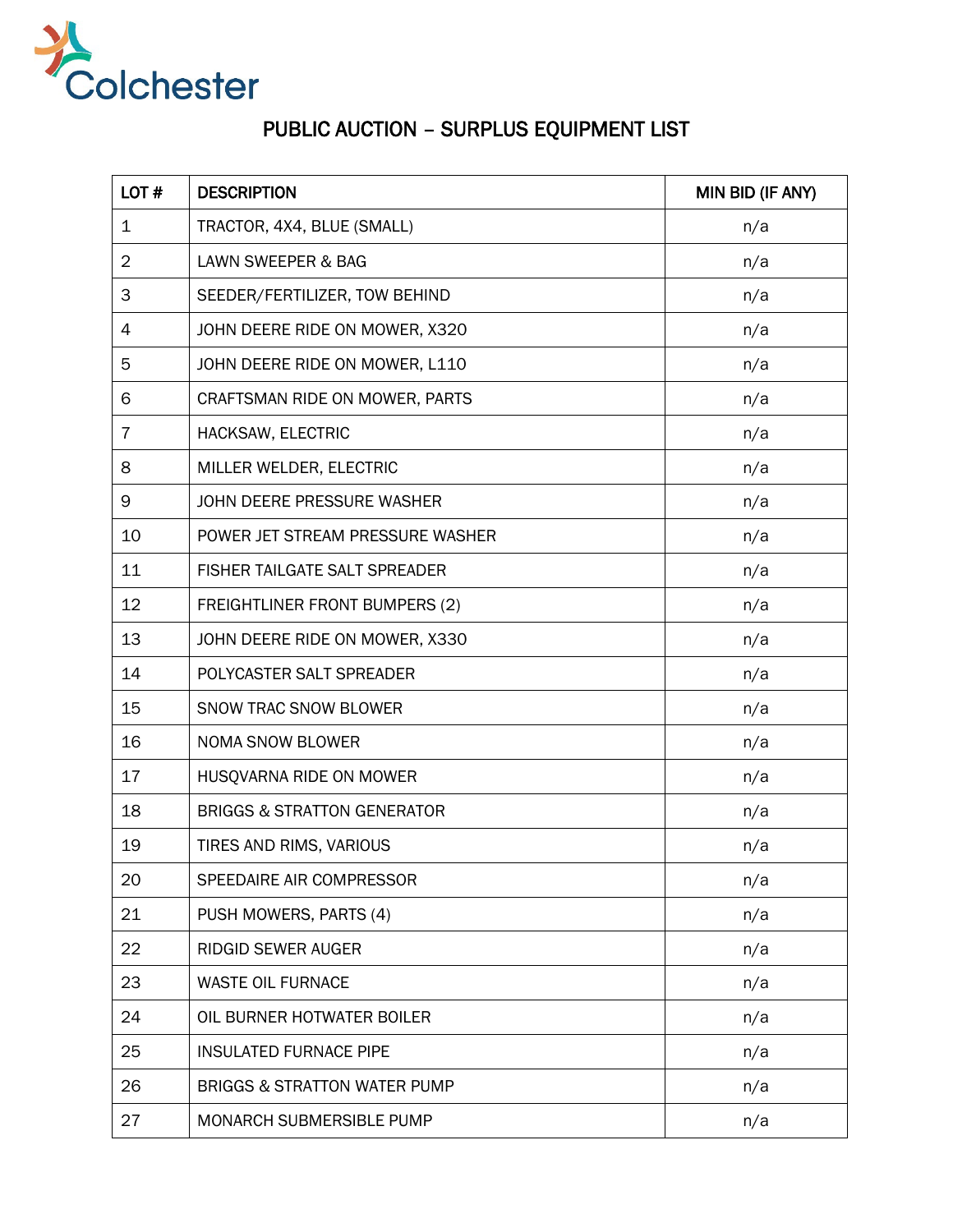Colchester

# PUBLIC AUCTION – SURPLUS EQUIPMENT LIST

| LOT # | DESCRIPTION | MIN BID (IF ANY) |
|---|---|---|
| 1 | TRACTOR, 4X4, BLUE (SMALL) | n/a |
| 2 | LAWN SWEEPER & BAG | n/a |
| 3 | SEEDER/FERTILIZER, TOW BEHIND | n/a |
| 4 | JOHN DEERE RIDE ON MOWER, X320 | n/a |
| 5 | JOHN DEERE RIDE ON MOWER, L110 | n/a |
| 6 | CRAFTSMAN RIDE ON MOWER, PARTS | n/a |
| 7 | HACKSAW, ELECTRIC | n/a |
| 8 | MILLER WELDER, ELECTRIC | n/a |
| 9 | JOHN DEERE PRESSURE WASHER | n/a |
| 10 | POWER JET STREAM PRESSURE WASHER | n/a |
| 11 | FISHER TAILGATE SALT SPREADER | n/a |
| 12 | FREIGHTLINER FRONT BUMPERS (2) | n/a |
| 13 | JOHN DEERE RIDE ON MOWER, X330 | n/a |
| 14 | POLYCASTER SALT SPREADER | n/a |
| 15 | SNOW TRAC SNOW BLOWER | n/a |
| 16 | NOMA SNOW BLOWER | n/a |
| 17 | HUSQVARNA RIDE ON MOWER | n/a |
| 18 | BRIGGS & STRATTON GENERATOR | n/a |
| 19 | TIRES AND RIMS, VARIOUS | n/a |
| 20 | SPEEDAIRE AIR COMPRESSOR | n/a |
| 21 | PUSH MOWERS, PARTS (4) | n/a |
| 22 | RIDGID SEWER AUGER | n/a |
| 23 | WASTE OIL FURNACE | n/a |
| 24 | OIL BURNER HOTWATER BOILER | n/a |
| 25 | INSULATED FURNACE PIPE | n/a |
| 26 | BRIGGS & STRATTON WATER PUMP | n/a |
| 27 | MONARCH SUBMERSIBLE PUMP | n/a |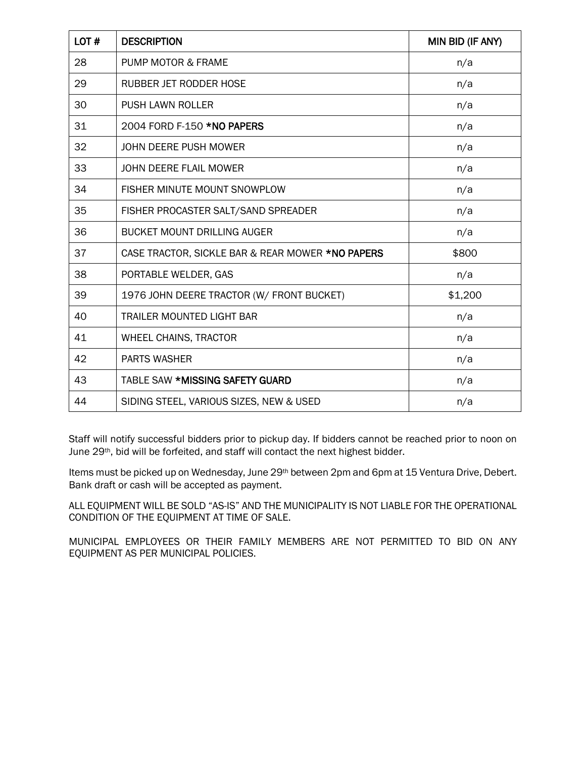| LOT # | DESCRIPTION | MIN BID (IF ANY) |
|---|---|---|
| 28 | PUMP MOTOR & FRAME | n/a |
| 29 | RUBBER JET RODDER HOSE | n/a |
| 30 | PUSH LAWN ROLLER | n/a |
| 31 | 2004 FORD F-150 **\*NO PAPERS** | n/a |
| 32 | JOHN DEERE PUSH MOWER | n/a |
| 33 | JOHN DEERE FLAIL MOWER | n/a |
| 34 | FISHER MINUTE MOUNT SNOWPLOW | n/a |
| 35 | FISHER PROCASTER SALT/SAND SPREADER | n/a |
| 36 | BUCKET MOUNT DRILLING AUGER | n/a |
| 37 | CASE TRACTOR, SICKLE BAR & REAR MOWER **\*NO PAPERS** | $800 |
| 38 | PORTABLE WELDER, GAS | n/a |
| 39 | 1976 JOHN DEERE TRACTOR (W/ FRONT BUCKET) | $1,200 |
| 40 | TRAILER MOUNTED LIGHT BAR | n/a |
| 41 | WHEEL CHAINS, TRACTOR | n/a |
| 42 | PARTS WASHER | n/a |
| 43 | TABLE SAW **\*MISSING SAFETY GUARD** | n/a |
| 44 | SIDING STEEL, VARIOUS SIZES, NEW & USED | n/a |

Staff will notify successful bidders prior to pickup day. If bidders cannot be reached prior to noon on June 29th, bid will be forfeited, and staff will contact the next highest bidder.

Items must be picked up on Wednesday, June 29th between 2pm and 6pm at 15 Ventura Drive, Debert. Bank draft or cash will be accepted as payment.

ALL EQUIPMENT WILL BE SOLD "AS-IS" AND THE MUNICIPALITY IS NOT LIABLE FOR THE OPERATIONAL CONDITION OF THE EQUIPMENT AT TIME OF SALE.

MUNICIPAL EMPLOYEES OR THEIR FAMILY MEMBERS ARE NOT PERMITTED TO BID ON ANY EQUIPMENT AS PER MUNICIPAL POLICIES.